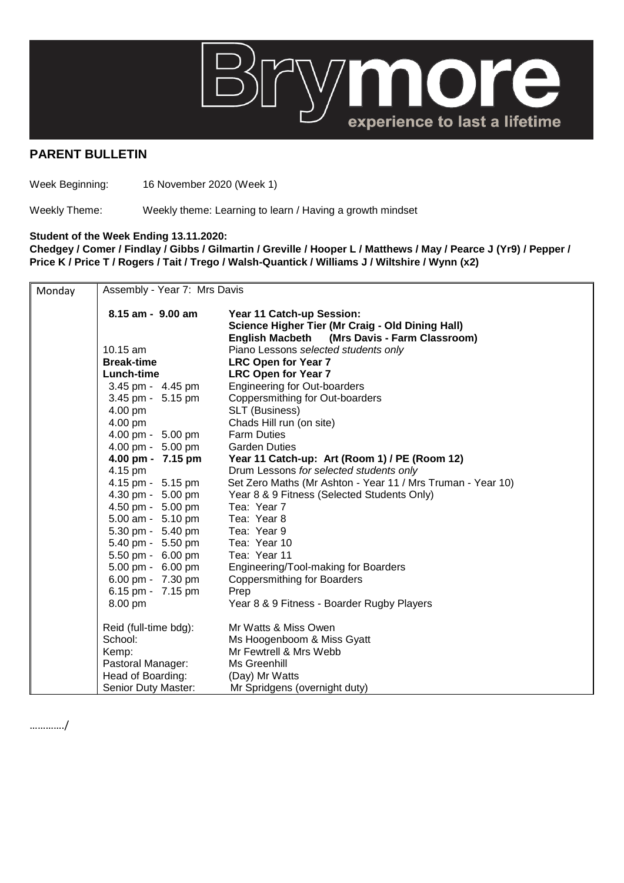Brymore — experience to last a lifetime

## PARENT BULLETIN

Week Beginning: 16 November 2020 (Week 1)

Weekly Theme: Weekly theme: Learning to learn / Having a growth mindset

**Student of the Week Ending 13.11.2020:**
**Chedgey / Comer / Findlay / Gibbs / Gilmartin / Greville / Hooper L / Matthews / May / Pearce J (Yr9) / Pepper / Price K / Price T / Rogers / Tait / Trego / Walsh-Quantick / Williams J / Wiltshire / Wynn (x2)**

| Monday | Assembly - Year 7: Mrs Davis | |
|---|---|---|
| | **8.15 am - 9.00 am** | **Year 11 Catch-up Session:** |
| | | **Science Higher Tier (Mr Craig - Old Dining Hall)** |
| | | **English Macbeth (Mrs Davis - Farm Classroom)** |
| | 10.15 am | Piano Lessons *selected students only* |
| | **Break-time** | **LRC Open for Year 7** |
| | **Lunch-time** | **LRC Open for Year 7** |
| | 3.45 pm - 4.45 pm | Engineering for Out-boarders |
| | 3.45 pm - 5.15 pm | Coppersmithing for Out-boarders |
| | 4.00 pm | SLT (Business) |
| | 4.00 pm | Chads Hill run (on site) |
| | 4.00 pm - 5.00 pm | Farm Duties |
| | 4.00 pm - 5.00 pm | Garden Duties |
| | **4.00 pm - 7.15 pm** | **Year 11 Catch-up: Art (Room 1) / PE (Room 12)** |
| | 4.15 pm | Drum Lessons *for selected students only* |
| | 4.15 pm - 5.15 pm | Set Zero Maths (Mr Ashton - Year 11 / Mrs Truman - Year 10) |
| | 4.30 pm - 5.00 pm | Year 8 & 9 Fitness (Selected Students Only) |
| | 4.50 pm - 5.00 pm | Tea: Year 7 |
| | 5.00 am - 5.10 pm | Tea: Year 8 |
| | 5.30 pm - 5.40 pm | Tea: Year 9 |
| | 5.40 pm - 5.50 pm | Tea: Year 10 |
| | 5.50 pm - 6.00 pm | Tea: Year 11 |
| | 5.00 pm - 6.00 pm | Engineering/Tool-making for Boarders |
| | 6.00 pm - 7.30 pm | Coppersmithing for Boarders |
| | 6.15 pm - 7.15 pm | Prep |
| | 8.00 pm | Year 8 & 9 Fitness - Boarder Rugby Players |
| | Reid (full-time bdg): | Mr Watts & Miss Owen |
| | School: | Ms Hoogenboom & Miss Gyatt |
| | Kemp: | Mr Fewtrell & Mrs Webb |
| | Pastoral Manager: | Ms Greenhill |
| | Head of Boarding: | (Day) Mr Watts |
| | Senior Duty Master: | Mr Spridgens (overnight duty) |

…………/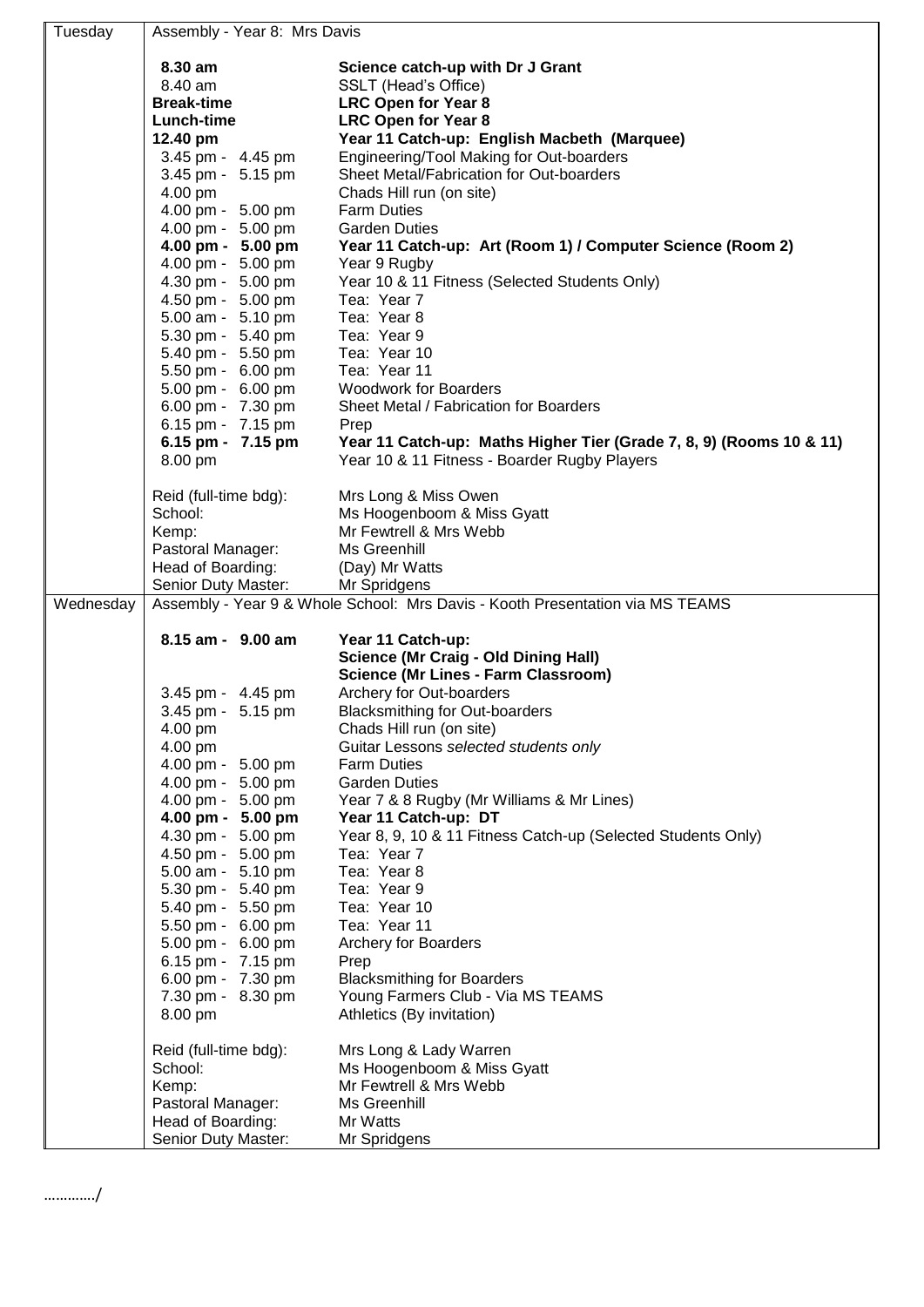| Day | Schedule | |
|---|---|---|
| Tuesday | Assembly - Year 8: Mrs Davis | |
| | **8.30 am** | **Science catch-up with Dr J Grant** |
| | 8.40 am | SSLT (Head's Office) |
| | **Break-time** | **LRC Open for Year 8** |
| | **Lunch-time** | **LRC Open for Year 8** |
| | **12.40 pm** | **Year 11 Catch-up: English Macbeth (Marquee)** |
| | 3.45 pm - 4.45 pm | Engineering/Tool Making for Out-boarders |
| | 3.45 pm - 5.15 pm | Sheet Metal/Fabrication for Out-boarders |
| | 4.00 pm | Chads Hill run (on site) |
| | 4.00 pm - 5.00 pm | Farm Duties |
| | 4.00 pm - 5.00 pm | Garden Duties |
| | **4.00 pm - 5.00 pm** | **Year 11 Catch-up: Art (Room 1) / Computer Science (Room 2)** |
| | 4.00 pm - 5.00 pm | Year 9 Rugby |
| | 4.30 pm - 5.00 pm | Year 10 & 11 Fitness (Selected Students Only) |
| | 4.50 pm - 5.00 pm | Tea: Year 7 |
| | 5.00 am - 5.10 pm | Tea: Year 8 |
| | 5.30 pm - 5.40 pm | Tea: Year 9 |
| | 5.40 pm - 5.50 pm | Tea: Year 10 |
| | 5.50 pm - 6.00 pm | Tea: Year 11 |
| | 5.00 pm - 6.00 pm | Woodwork for Boarders |
| | 6.00 pm - 7.30 pm | Sheet Metal / Fabrication for Boarders |
| | 6.15 pm - 7.15 pm | Prep |
| | **6.15 pm - 7.15 pm** | **Year 11 Catch-up: Maths Higher Tier (Grade 7, 8, 9) (Rooms 10 & 11)** |
| | 8.00 pm | Year 10 & 11 Fitness - Boarder Rugby Players |
| | Reid (full-time bdg): | Mrs Long & Miss Owen |
| | School: | Ms Hoogenboom & Miss Gyatt |
| | Kemp: | Mr Fewtrell & Mrs Webb |
| | Pastoral Manager: | Ms Greenhill |
| | Head of Boarding: | (Day) Mr Watts |
| | Senior Duty Master: | Mr Spridgens |
| Wednesday | Assembly - Year 9 & Whole School: Mrs Davis - Kooth Presentation via MS TEAMS | |
| | **8.15 am - 9.00 am** | **Year 11 Catch-up:** **Science (Mr Craig - Old Dining Hall)** **Science (Mr Lines - Farm Classroom)** |
| | 3.45 pm - 4.45 pm | Archery for Out-boarders |
| | 3.45 pm - 5.15 pm | Blacksmithing for Out-boarders |
| | 4.00 pm | Chads Hill run (on site) |
| | 4.00 pm | Guitar Lessons *selected students only* |
| | 4.00 pm - 5.00 pm | Farm Duties |
| | 4.00 pm - 5.00 pm | Garden Duties |
| | 4.00 pm - 5.00 pm | Year 7 & 8 Rugby (Mr Williams & Mr Lines) |
| | **4.00 pm - 5.00 pm** | **Year 11 Catch-up: DT** |
| | 4.30 pm - 5.00 pm | Year 8, 9, 10 & 11 Fitness Catch-up (Selected Students Only) |
| | 4.50 pm - 5.00 pm | Tea: Year 7 |
| | 5.00 am - 5.10 pm | Tea: Year 8 |
| | 5.30 pm - 5.40 pm | Tea: Year 9 |
| | 5.40 pm - 5.50 pm | Tea: Year 10 |
| | 5.50 pm - 6.00 pm | Tea: Year 11 |
| | 5.00 pm - 6.00 pm | Archery for Boarders |
| | 6.15 pm - 7.15 pm | Prep |
| | 6.00 pm - 7.30 pm | Blacksmithing for Boarders |
| | 7.30 pm - 8.30 pm | Young Farmers Club - Via MS TEAMS |
| | 8.00 pm | Athletics (By invitation) |
| | Reid (full-time bdg): | Mrs Long & Lady Warren |
| | School: | Ms Hoogenboom & Miss Gyatt |
| | Kemp: | Mr Fewtrell & Mrs Webb |
| | Pastoral Manager: | Ms Greenhill |
| | Head of Boarding: | Mr Watts |
| | Senior Duty Master: | Mr Spridgens |

…………/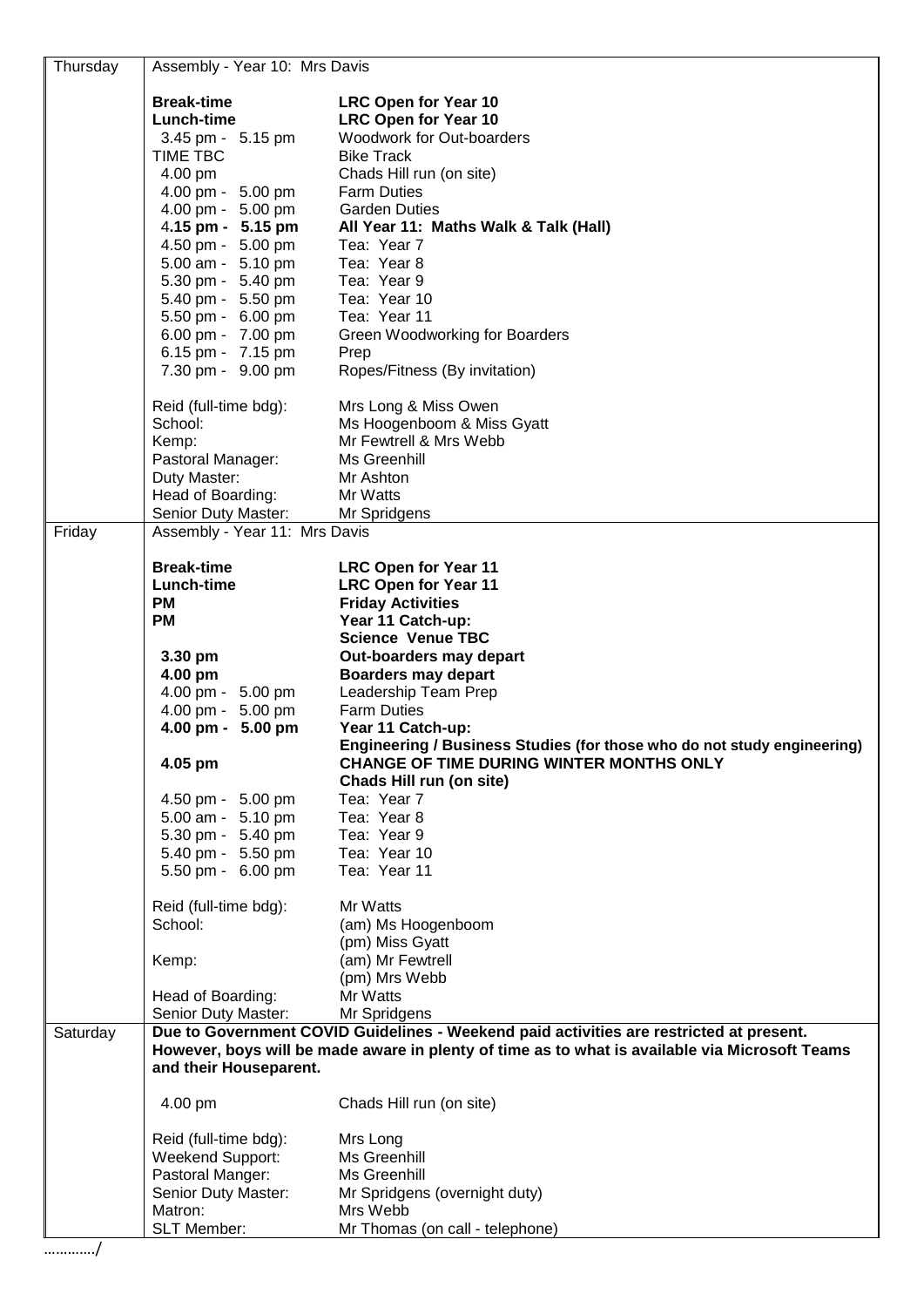| Day | Time / Item | Activity / Staff |
|---|---|---|
| Thursday | Assembly - Year 10: Mrs Davis | |
| | **Break-time** | **LRC Open for Year 10** |
| | **Lunch-time** | **LRC Open for Year 10** |
| | 3.45 pm - 5.15 pm | Woodwork for Out-boarders |
| | TIME TBC | Bike Track |
| | 4.00 pm | Chads Hill run (on site) |
| | 4.00 pm - 5.00 pm | Farm Duties |
| | 4.00 pm - 5.00 pm | Garden Duties |
| | **4.15 pm - 5.15 pm** | **All Year 11: Maths Walk & Talk (Hall)** |
| | 4.50 pm - 5.00 pm | Tea: Year 7 |
| | 5.00 am - 5.10 pm | Tea: Year 8 |
| | 5.30 pm - 5.40 pm | Tea: Year 9 |
| | 5.40 pm - 5.50 pm | Tea: Year 10 |
| | 5.50 pm - 6.00 pm | Tea: Year 11 |
| | 6.00 pm - 7.00 pm | Green Woodworking for Boarders |
| | 6.15 pm - 7.15 pm | Prep |
| | 7.30 pm - 9.00 pm | Ropes/Fitness (By invitation) |
| | Reid (full-time bdg): | Mrs Long & Miss Owen |
| | School: | Ms Hoogenboom & Miss Gyatt |
| | Kemp: | Mr Fewtrell & Mrs Webb |
| | Pastoral Manager: | Ms Greenhill |
| | Duty Master: | Mr Ashton |
| | Head of Boarding: | Mr Watts |
| | Senior Duty Master: | Mr Spridgens |
| Friday | Assembly - Year 11: Mrs Davis | |
| | **Break-time** | **LRC Open for Year 11** |
| | **Lunch-time** | **LRC Open for Year 11** |
| | **PM** | **Friday Activities** |
| | **PM** | **Year 11 Catch-up: Science Venue TBC** |
| | **3.30 pm** | **Out-boarders may depart** |
| | **4.00 pm** | **Boarders may depart** |
| | 4.00 pm - 5.00 pm | Leadership Team Prep |
| | 4.00 pm - 5.00 pm | Farm Duties |
| | **4.00 pm - 5.00 pm** | **Year 11 Catch-up: Engineering / Business Studies (for those who do not study engineering)** |
| | **4.05 pm** | **CHANGE OF TIME DURING WINTER MONTHS ONLY Chads Hill run (on site)** |
| | 4.50 pm - 5.00 pm | Tea: Year 7 |
| | 5.00 am - 5.10 pm | Tea: Year 8 |
| | 5.30 pm - 5.40 pm | Tea: Year 9 |
| | 5.40 pm - 5.50 pm | Tea: Year 10 |
| | 5.50 pm - 6.00 pm | Tea: Year 11 |
| | Reid (full-time bdg): | Mr Watts |
| | School: | (am) Ms Hoogenboom<br>(pm) Miss Gyatt |
| | Kemp: | (am) Mr Fewtrell<br>(pm) Mrs Webb |
| | Head of Boarding: | Mr Watts |
| | Senior Duty Master: | Mr Spridgens |
| Saturday | **Due to Government COVID Guidelines - Weekend paid activities are restricted at present. However, boys will be made aware in plenty of time as to what is available via Microsoft Teams and their Houseparent.** | |
| | 4.00 pm | Chads Hill run (on site) |
| | Reid (full-time bdg): | Mrs Long |
| | Weekend Support: | Ms Greenhill |
| | Pastoral Manger: | Ms Greenhill |
| | Senior Duty Master: | Mr Spridgens (overnight duty) |
| | Matron: | Mrs Webb |
| | SLT Member: | Mr Thomas (on call - telephone) |

…………/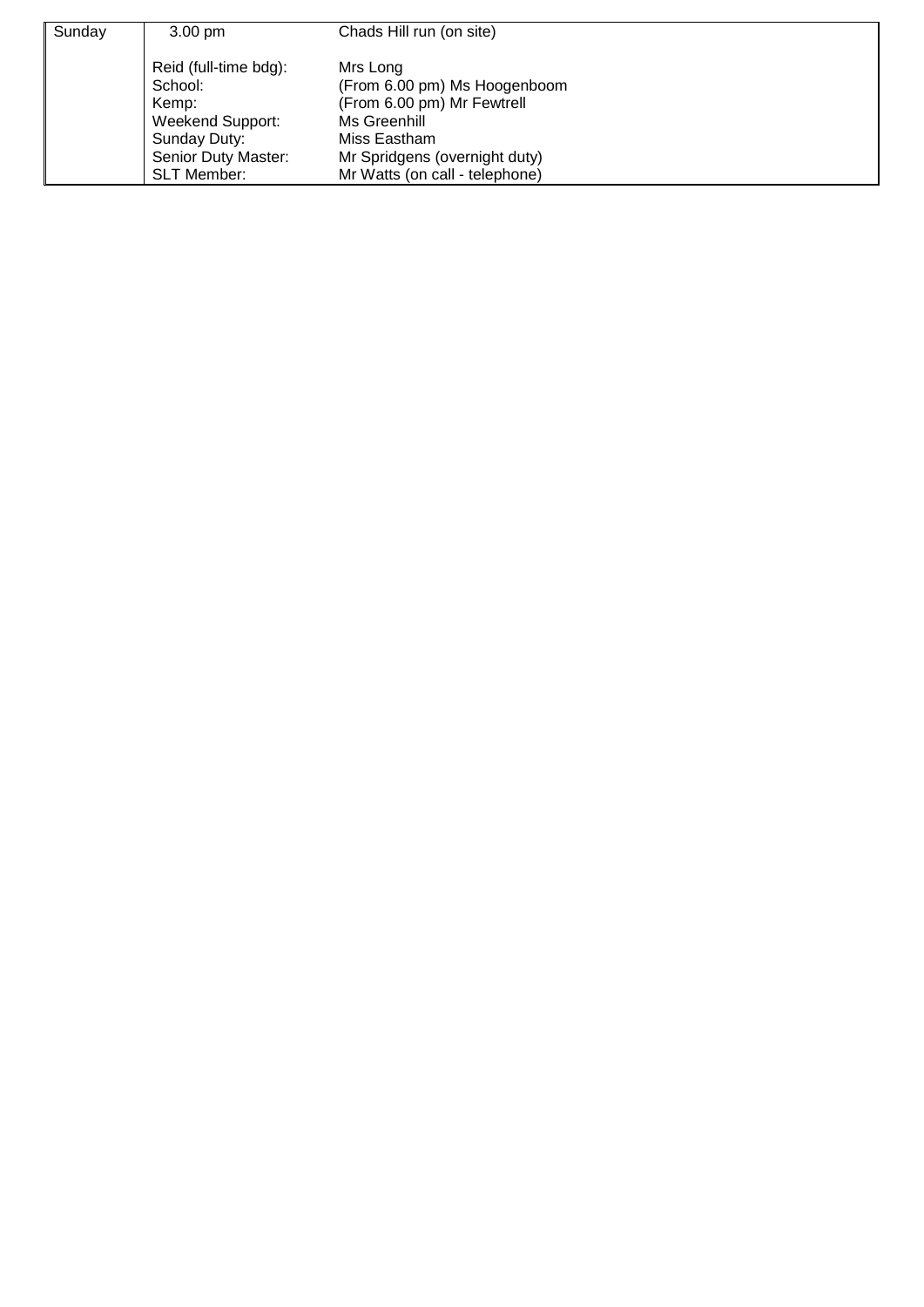| | | |
|---|---|---|
| Sunday | 3.00 pm | Chads Hill run (on site) |
| | Reid (full-time bdg): | Mrs Long |
| | School: | (From 6.00 pm) Ms Hoogenboom |
| | Kemp: | (From 6.00 pm) Mr Fewtrell |
| | Weekend Support: | Ms Greenhill |
| | Sunday Duty: | Miss Eastham |
| | Senior Duty Master: | Mr Spridgens (overnight duty) |
| | SLT Member: | Mr Watts (on call - telephone) |